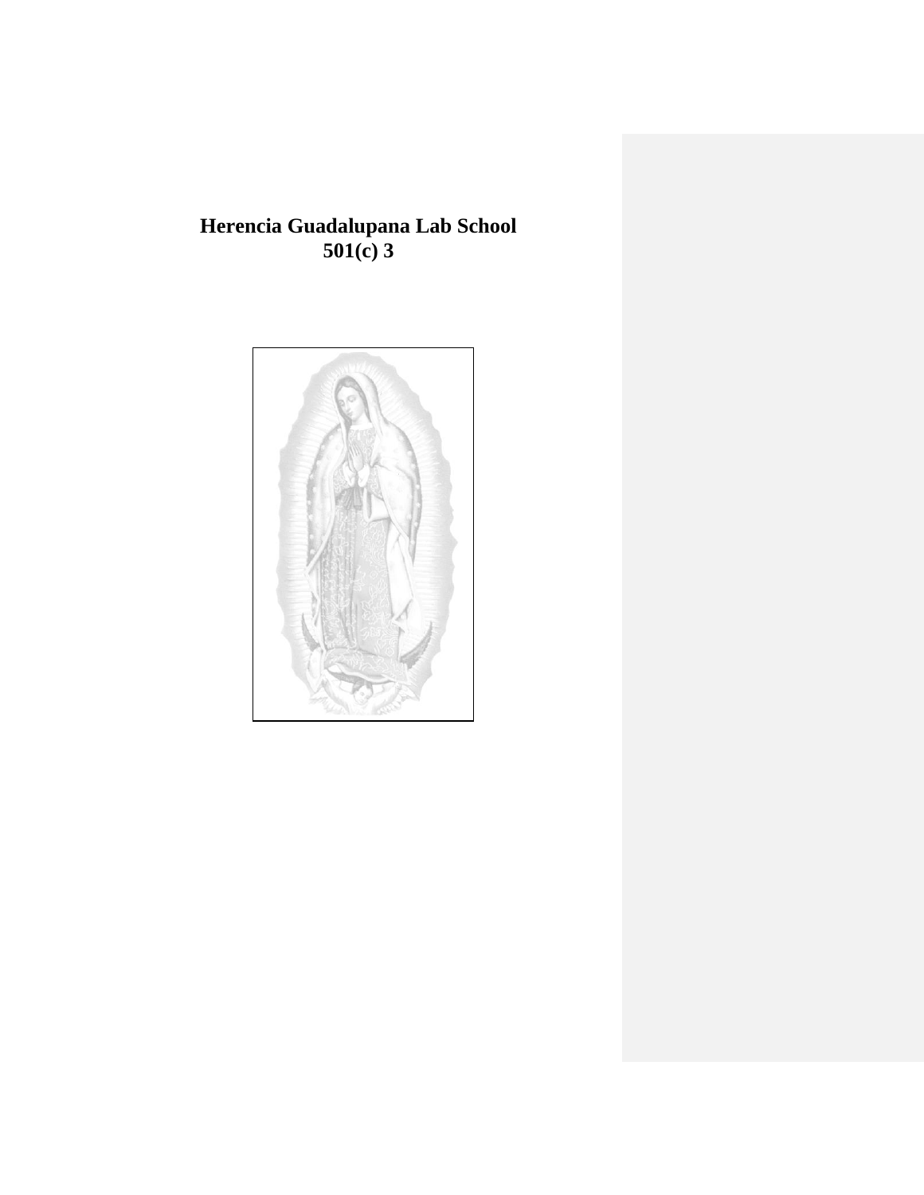# Herencia Guadalupana Lab School
# 501(c) 3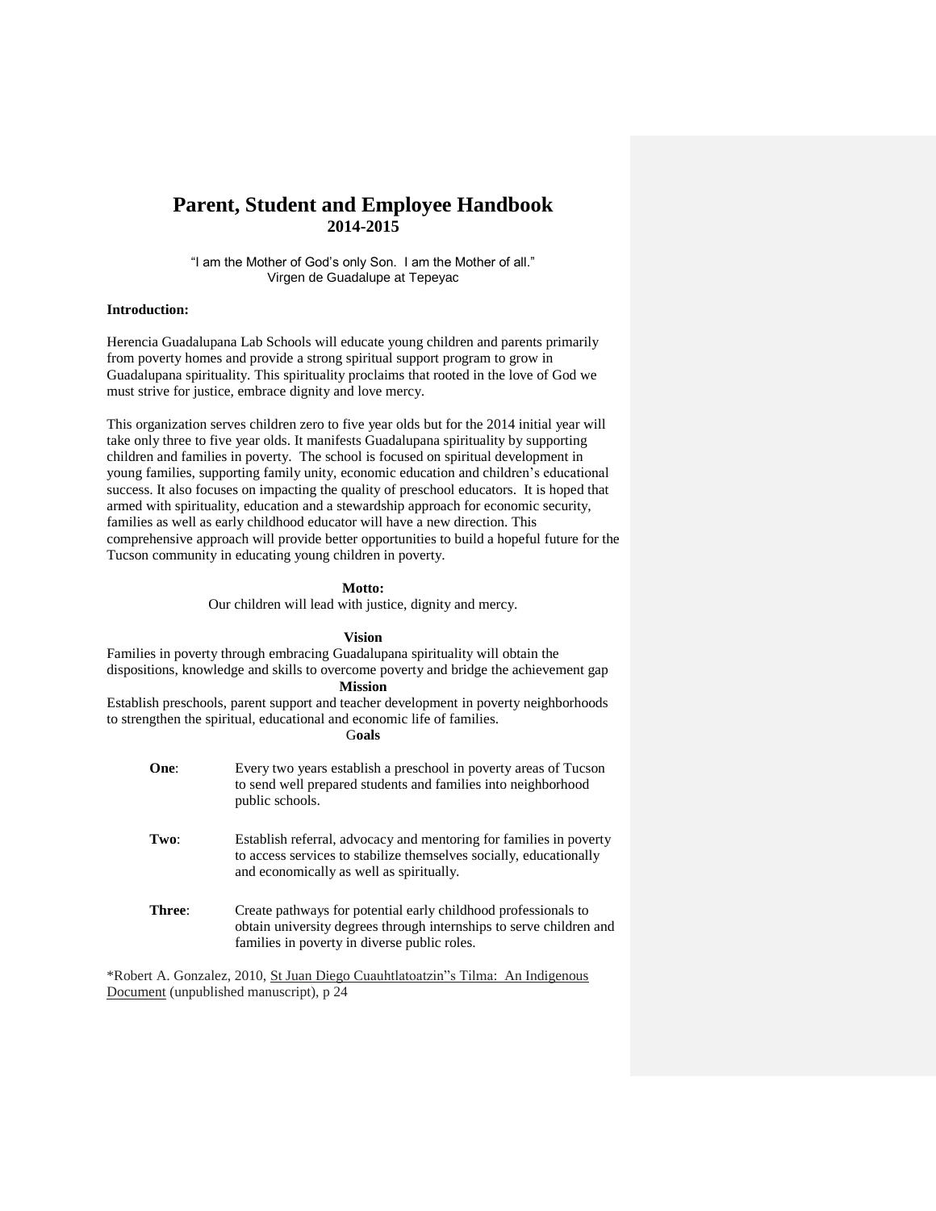# Parent, Student and Employee Handbook
## 2014-2015

"I am the Mother of God's only Son. I am the Mother of all."
Virgen de Guadalupe at Tepeyac

**Introduction:**

Herencia Guadalupana Lab Schools will educate young children and parents primarily from poverty homes and provide a strong spiritual support program to grow in Guadalupana spirituality. This spirituality proclaims that rooted in the love of God we must strive for justice, embrace dignity and love mercy.

This organization serves children zero to five year olds but for the 2014 initial year will take only three to five year olds. It manifests Guadalupana spirituality by supporting children and families in poverty. The school is focused on spiritual development in young families, supporting family unity, economic education and children's educational success. It also focuses on impacting the quality of preschool educators. It is hoped that armed with spirituality, education and a stewardship approach for economic security, families as well as early childhood educator will have a new direction. This comprehensive approach will provide better opportunities to build a hopeful future for the Tucson community in educating young children in poverty.

**Motto:**

Our children will lead with justice, dignity and mercy.

**Vision**

Families in poverty through embracing Guadalupana spirituality will obtain the dispositions, knowledge and skills to overcome poverty and bridge the achievement gap

**Mission**

Establish preschools, parent support and teacher development in poverty neighborhoods to strengthen the spiritual, educational and economic life of families.

G**oals**

**One**: Every two years establish a preschool in poverty areas of Tucson to send well prepared students and families into neighborhood public schools.

**Two**: Establish referral, advocacy and mentoring for families in poverty to access services to stabilize themselves socially, educationally and economically as well as spiritually.

**Three**: Create pathways for potential early childhood professionals to obtain university degrees through internships to serve children and families in poverty in diverse public roles.

*Robert A. Gonzalez, 2010, St Juan Diego Cuauhtlatoatzin"s Tilma: An Indigenous Document (unpublished manuscript), p 24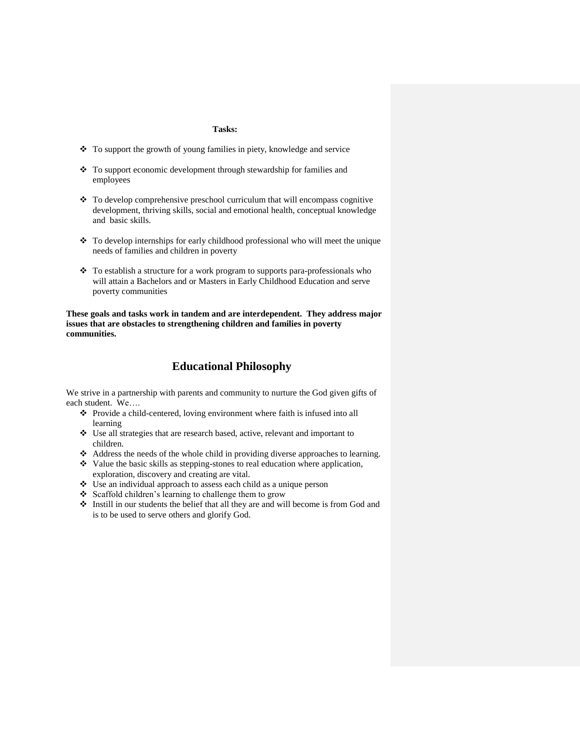**Tasks:**

- To support the growth of young families in piety, knowledge and service
- To support economic development through stewardship for families and employees
- To develop comprehensive preschool curriculum that will encompass cognitive development, thriving skills, social and emotional health, conceptual knowledge and basic skills.
- To develop internships for early childhood professional who will meet the unique needs of families and children in poverty
- To establish a structure for a work program to supports para-professionals who will attain a Bachelors and or Masters in Early Childhood Education and serve poverty communities

**These goals and tasks work in tandem and are interdependent. They address major issues that are obstacles to strengthening children and families in poverty communities.**

## Educational Philosophy

We strive in a partnership with parents and community to nurture the God given gifts of each student. We….

- Provide a child-centered, loving environment where faith is infused into all learning
- Use all strategies that are research based, active, relevant and important to children.
- Address the needs of the whole child in providing diverse approaches to learning.
- Value the basic skills as stepping-stones to real education where application, exploration, discovery and creating are vital.
- Use an individual approach to assess each child as a unique person
- Scaffold children's learning to challenge them to grow
- Instill in our students the belief that all they are and will become is from God and is to be used to serve others and glorify God.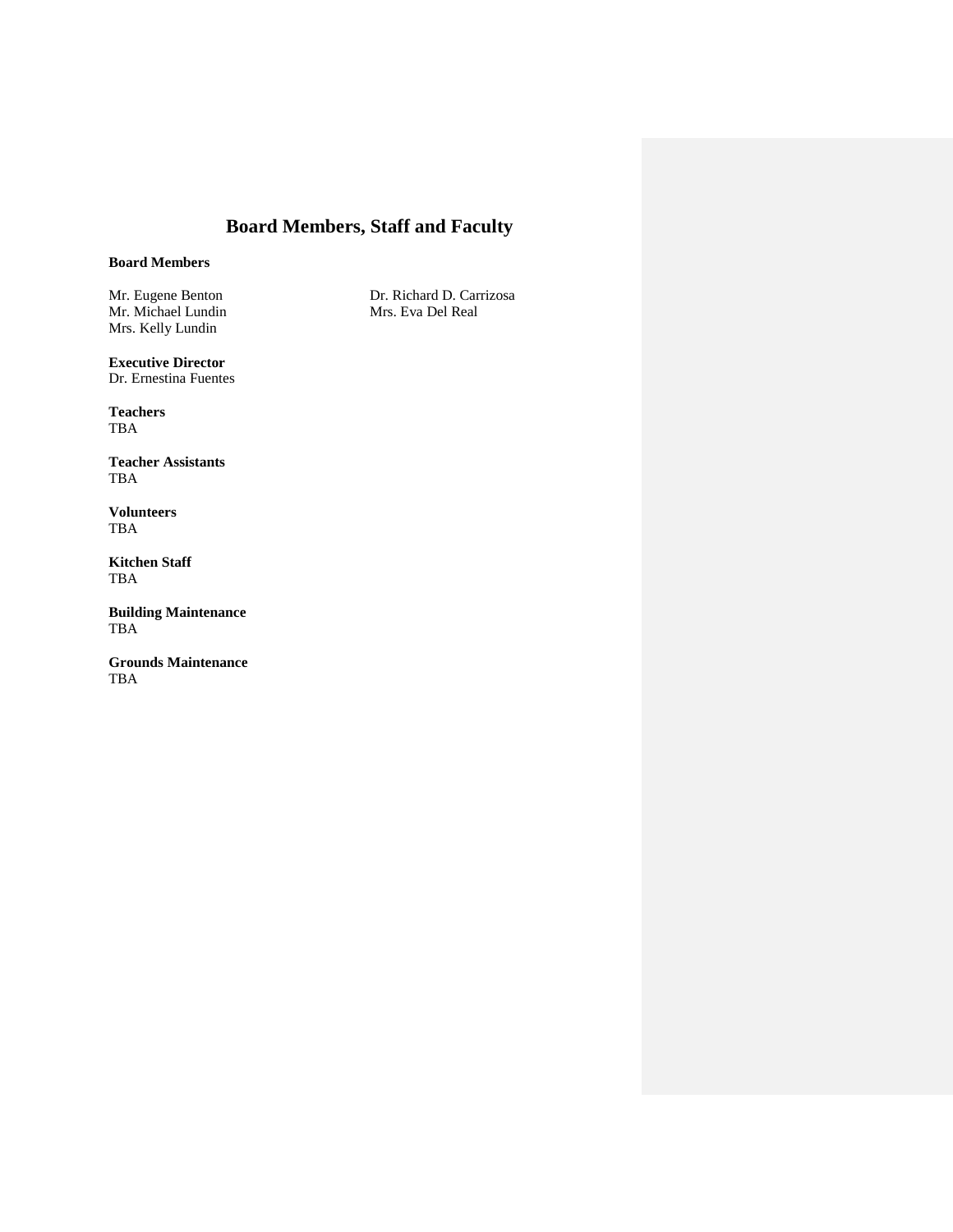# Board Members, Staff and Faculty

**Board Members**

Mr. Eugene Benton
Mr. Michael Lundin
Mrs. Kelly Lundin
Dr. Richard D. Carrizosa
Mrs. Eva Del Real

**Executive Director**
Dr. Ernestina Fuentes

**Teachers**
TBA

**Teacher Assistants**
TBA

**Volunteers**
TBA

**Kitchen Staff**
TBA

**Building Maintenance**
TBA

**Grounds Maintenance**
TBA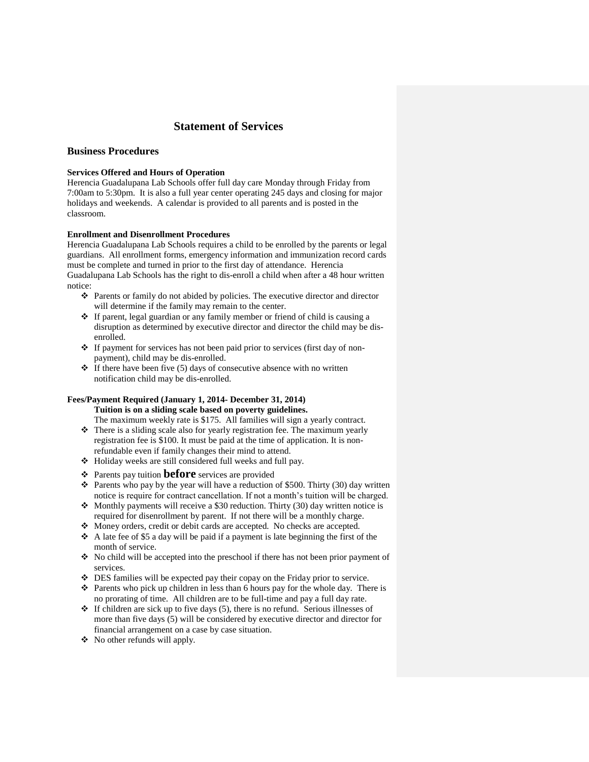# Statement of Services

## Business Procedures

### Services Offered and Hours of Operation

Herencia Guadalupana Lab Schools offer full day care Monday through Friday from 7:00am to 5:30pm. It is also a full year center operating 245 days and closing for major holidays and weekends. A calendar is provided to all parents and is posted in the classroom.

### Enrollment and Disenrollment Procedures

Herencia Guadalupana Lab Schools requires a child to be enrolled by the parents or legal guardians. All enrollment forms, emergency information and immunization record cards must be complete and turned in prior to the first day of attendance. Herencia Guadalupana Lab Schools has the right to dis-enroll a child when after a 48 hour written notice:

- Parents or family do not abided by policies. The executive director and director will determine if the family may remain to the center.
- If parent, legal guardian or any family member or friend of child is causing a disruption as determined by executive director and director the child may be dis-enrolled.
- If payment for services has not been paid prior to services (first day of non-payment), child may be dis-enrolled.
- If there have been five (5) days of consecutive absence with no written notification child may be dis-enrolled.

### Fees/Payment Required (January 1, 2014- December 31, 2014)

**Tuition is on a sliding scale based on poverty guidelines.**

The maximum weekly rate is $175. All families will sign a yearly contract.

- There is a sliding scale also for yearly registration fee. The maximum yearly registration fee is $100. It must be paid at the time of application. It is non-refundable even if family changes their mind to attend.
- Holiday weeks are still considered full weeks and full pay.
- Parents pay tuition **before** services are provided
- Parents who pay by the year will have a reduction of $500. Thirty (30) day written notice is require for contract cancellation. If not a month's tuition will be charged.
- Monthly payments will receive a $30 reduction. Thirty (30) day written notice is required for disenrollment by parent. If not there will be a monthly charge.
- Money orders, credit or debit cards are accepted. No checks are accepted.
- A late fee of $5 a day will be paid if a payment is late beginning the first of the month of service.
- No child will be accepted into the preschool if there has not been prior payment of services.
- DES families will be expected pay their copay on the Friday prior to service.
- Parents who pick up children in less than 6 hours pay for the whole day. There is no prorating of time. All children are to be full-time and pay a full day rate.
- If children are sick up to five days (5), there is no refund. Serious illnesses of more than five days (5) will be considered by executive director and director for financial arrangement on a case by case situation.
- No other refunds will apply.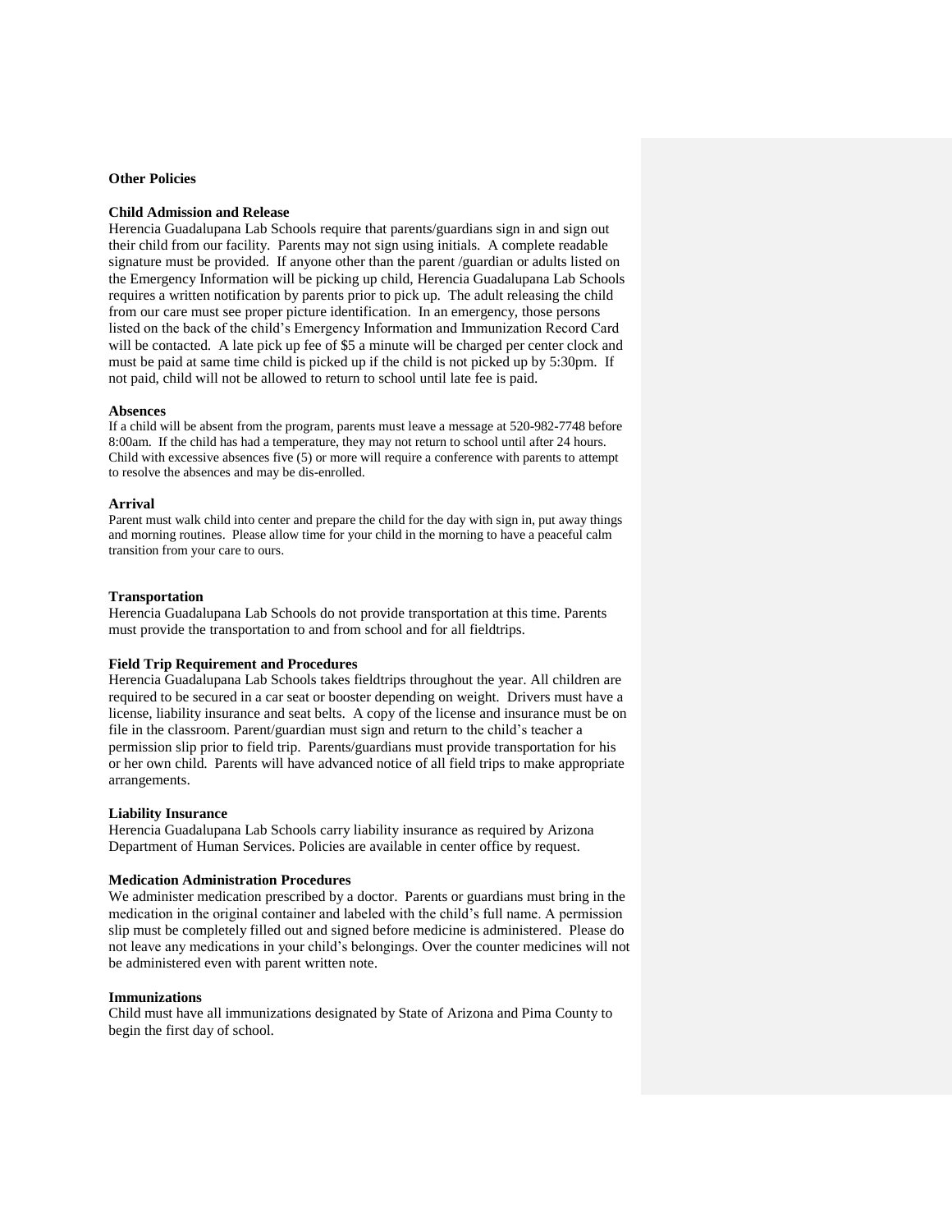**Other Policies**

**Child Admission and Release**

Herencia Guadalupana Lab Schools require that parents/guardians sign in and sign out their child from our facility. Parents may not sign using initials. A complete readable signature must be provided. If anyone other than the parent /guardian or adults listed on the Emergency Information will be picking up child, Herencia Guadalupana Lab Schools requires a written notification by parents prior to pick up. The adult releasing the child from our care must see proper picture identification. In an emergency, those persons listed on the back of the child's Emergency Information and Immunization Record Card will be contacted. A late pick up fee of $5 a minute will be charged per center clock and must be paid at same time child is picked up if the child is not picked up by 5:30pm. If not paid, child will not be allowed to return to school until late fee is paid.

**Absences**

If a child will be absent from the program, parents must leave a message at 520-982-7748 before 8:00am. If the child has had a temperature, they may not return to school until after 24 hours. Child with excessive absences five (5) or more will require a conference with parents to attempt to resolve the absences and may be dis-enrolled.

**Arrival**

Parent must walk child into center and prepare the child for the day with sign in, put away things and morning routines. Please allow time for your child in the morning to have a peaceful calm transition from your care to ours.

**Transportation**

Herencia Guadalupana Lab Schools do not provide transportation at this time. Parents must provide the transportation to and from school and for all fieldtrips.

**Field Trip Requirement and Procedures**

Herencia Guadalupana Lab Schools takes fieldtrips throughout the year. All children are required to be secured in a car seat or booster depending on weight. Drivers must have a license, liability insurance and seat belts. A copy of the license and insurance must be on file in the classroom. Parent/guardian must sign and return to the child's teacher a permission slip prior to field trip. Parents/guardians must provide transportation for his or her own child. Parents will have advanced notice of all field trips to make appropriate arrangements.

**Liability Insurance**

Herencia Guadalupana Lab Schools carry liability insurance as required by Arizona Department of Human Services. Policies are available in center office by request.

**Medication Administration Procedures**

We administer medication prescribed by a doctor. Parents or guardians must bring in the medication in the original container and labeled with the child's full name. A permission slip must be completely filled out and signed before medicine is administered. Please do not leave any medications in your child's belongings. Over the counter medicines will not be administered even with parent written note.

**Immunizations**

Child must have all immunizations designated by State of Arizona and Pima County to begin the first day of school.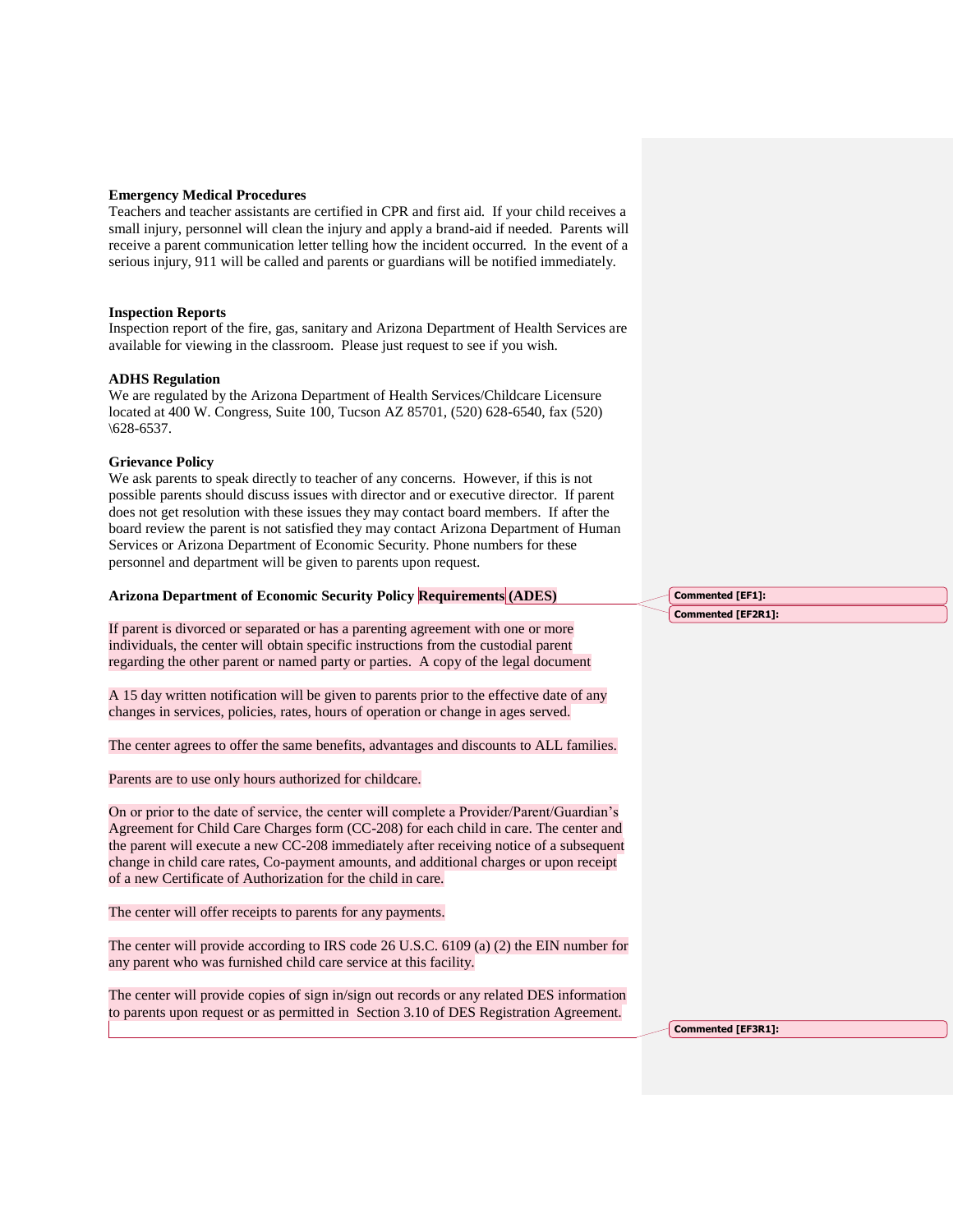**Emergency Medical Procedures**

Teachers and teacher assistants are certified in CPR and first aid. If your child receives a small injury, personnel will clean the injury and apply a brand-aid if needed. Parents will receive a parent communication letter telling how the incident occurred. In the event of a serious injury, 911 will be called and parents or guardians will be notified immediately.

**Inspection Reports**

Inspection report of the fire, gas, sanitary and Arizona Department of Health Services are available for viewing in the classroom. Please just request to see if you wish.

**ADHS Regulation**

We are regulated by the Arizona Department of Health Services/Childcare Licensure located at 400 W. Congress, Suite 100, Tucson AZ 85701, (520) 628-6540, fax (520) \628-6537.

**Grievance Policy**

We ask parents to speak directly to teacher of any concerns. However, if this is not possible parents should discuss issues with director and or executive director. If parent does not get resolution with these issues they may contact board members. If after the board review the parent is not satisfied they may contact Arizona Department of Human Services or Arizona Department of Economic Security. Phone numbers for these personnel and department will be given to parents upon request.

**Arizona Department of Economic Security Policy Requirements (ADES)**

If parent is divorced or separated or has a parenting agreement with one or more individuals, the center will obtain specific instructions from the custodial parent regarding the other parent or named party or parties. A copy of the legal document

A 15 day written notification will be given to parents prior to the effective date of any changes in services, policies, rates, hours of operation or change in ages served.

The center agrees to offer the same benefits, advantages and discounts to ALL families.

Parents are to use only hours authorized for childcare.

On or prior to the date of service, the center will complete a Provider/Parent/Guardian's Agreement for Child Care Charges form (CC-208) for each child in care. The center and the parent will execute a new CC-208 immediately after receiving notice of a subsequent change in child care rates, Co-payment amounts, and additional charges or upon receipt of a new Certificate of Authorization for the child in care.

The center will offer receipts to parents for any payments.

The center will provide according to IRS code 26 U.S.C. 6109 (a) (2) the EIN number for any parent who was furnished child care service at this facility.

The center will provide copies of sign in/sign out records or any related DES information to parents upon request or as permitted in Section 3.10 of DES Registration Agreement.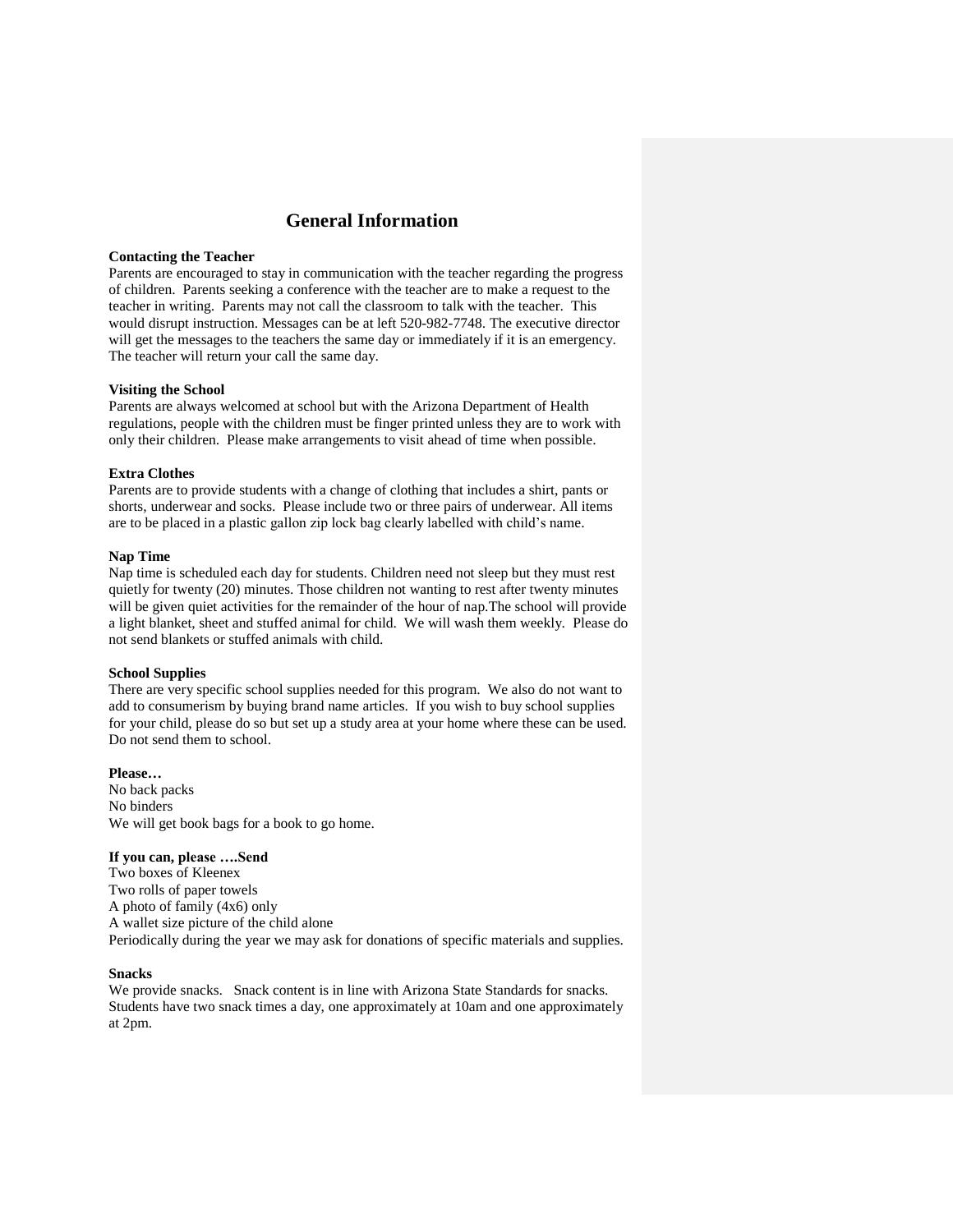# General Information

**Contacting the Teacher**

Parents are encouraged to stay in communication with the teacher regarding the progress of children. Parents seeking a conference with the teacher are to make a request to the teacher in writing. Parents may not call the classroom to talk with the teacher. This would disrupt instruction. Messages can be at left 520-982-7748. The executive director will get the messages to the teachers the same day or immediately if it is an emergency. The teacher will return your call the same day.

**Visiting the School**

Parents are always welcomed at school but with the Arizona Department of Health regulations, people with the children must be finger printed unless they are to work with only their children. Please make arrangements to visit ahead of time when possible.

**Extra Clothes**

Parents are to provide students with a change of clothing that includes a shirt, pants or shorts, underwear and socks. Please include two or three pairs of underwear. All items are to be placed in a plastic gallon zip lock bag clearly labelled with child's name.

**Nap Time**

Nap time is scheduled each day for students. Children need not sleep but they must rest quietly for twenty (20) minutes. Those children not wanting to rest after twenty minutes will be given quiet activities for the remainder of the hour of nap.The school will provide a light blanket, sheet and stuffed animal for child. We will wash them weekly. Please do not send blankets or stuffed animals with child.

**School Supplies**

There are very specific school supplies needed for this program. We also do not want to add to consumerism by buying brand name articles. If you wish to buy school supplies for your child, please do so but set up a study area at your home where these can be used. Do not send them to school.

**Please…**

No back packs
No binders
We will get book bags for a book to go home.

**If you can, please ….Send**

Two boxes of Kleenex
Two rolls of paper towels
A photo of family (4x6) only
A wallet size picture of the child alone
Periodically during the year we may ask for donations of specific materials and supplies.

**Snacks**

We provide snacks. Snack content is in line with Arizona State Standards for snacks. Students have two snack times a day, one approximately at 10am and one approximately at 2pm.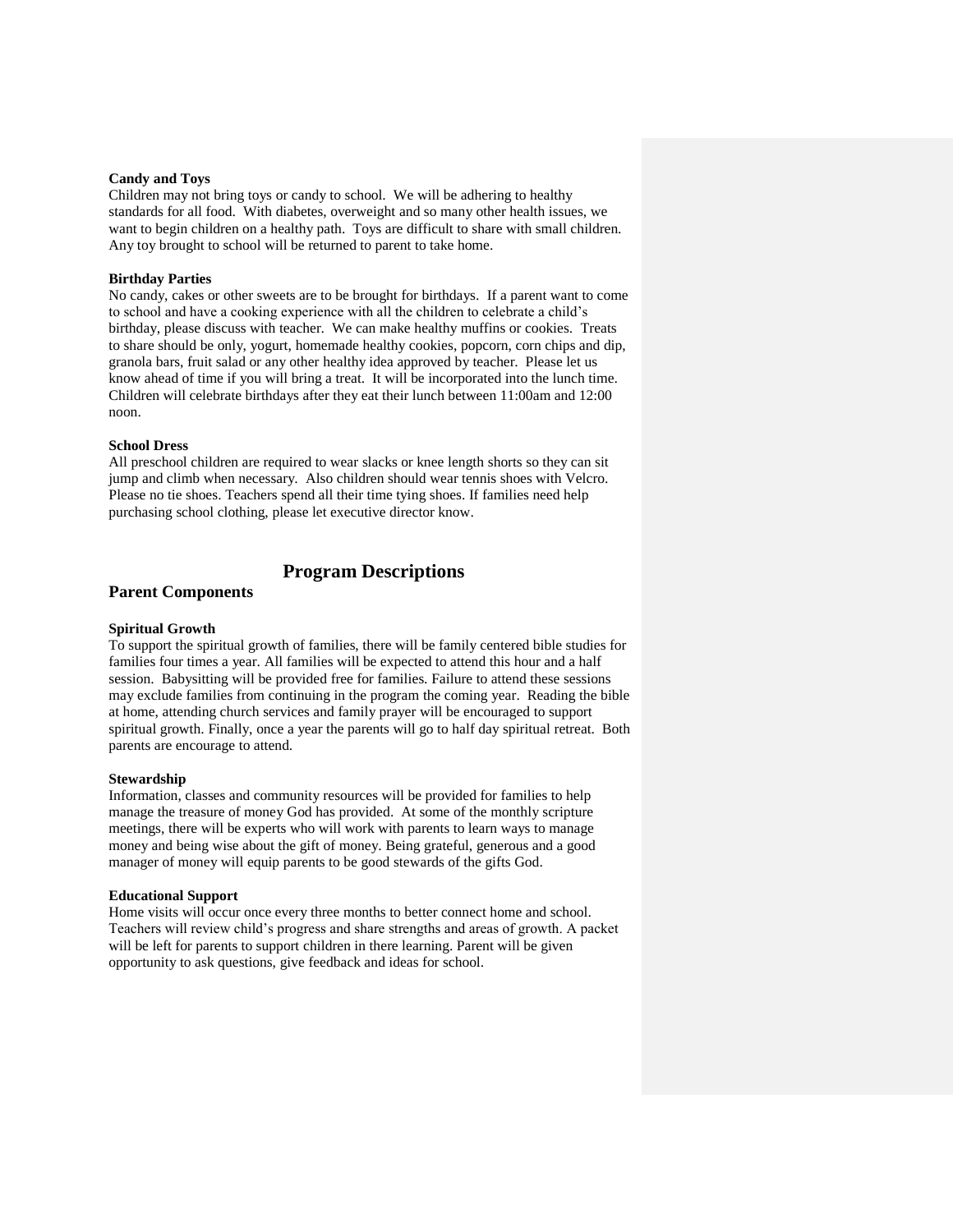**Candy and Toys**

Children may not bring toys or candy to school. We will be adhering to healthy standards for all food. With diabetes, overweight and so many other health issues, we want to begin children on a healthy path. Toys are difficult to share with small children. Any toy brought to school will be returned to parent to take home.

**Birthday Parties**

No candy, cakes or other sweets are to be brought for birthdays. If a parent want to come to school and have a cooking experience with all the children to celebrate a child's birthday, please discuss with teacher. We can make healthy muffins or cookies. Treats to share should be only, yogurt, homemade healthy cookies, popcorn, corn chips and dip, granola bars, fruit salad or any other healthy idea approved by teacher. Please let us know ahead of time if you will bring a treat. It will be incorporated into the lunch time. Children will celebrate birthdays after they eat their lunch between 11:00am and 12:00 noon.

**School Dress**

All preschool children are required to wear slacks or knee length shorts so they can sit jump and climb when necessary. Also children should wear tennis shoes with Velcro. Please no tie shoes. Teachers spend all their time tying shoes. If families need help purchasing school clothing, please let executive director know.

# Program Descriptions

## Parent Components

**Spiritual Growth**

To support the spiritual growth of families, there will be family centered bible studies for families four times a year. All families will be expected to attend this hour and a half session. Babysitting will be provided free for families. Failure to attend these sessions may exclude families from continuing in the program the coming year. Reading the bible at home, attending church services and family prayer will be encouraged to support spiritual growth. Finally, once a year the parents will go to half day spiritual retreat. Both parents are encourage to attend.

**Stewardship**

Information, classes and community resources will be provided for families to help manage the treasure of money God has provided. At some of the monthly scripture meetings, there will be experts who will work with parents to learn ways to manage money and being wise about the gift of money. Being grateful, generous and a good manager of money will equip parents to be good stewards of the gifts God.

**Educational Support**

Home visits will occur once every three months to better connect home and school. Teachers will review child's progress and share strengths and areas of growth. A packet will be left for parents to support children in there learning. Parent will be given opportunity to ask questions, give feedback and ideas for school.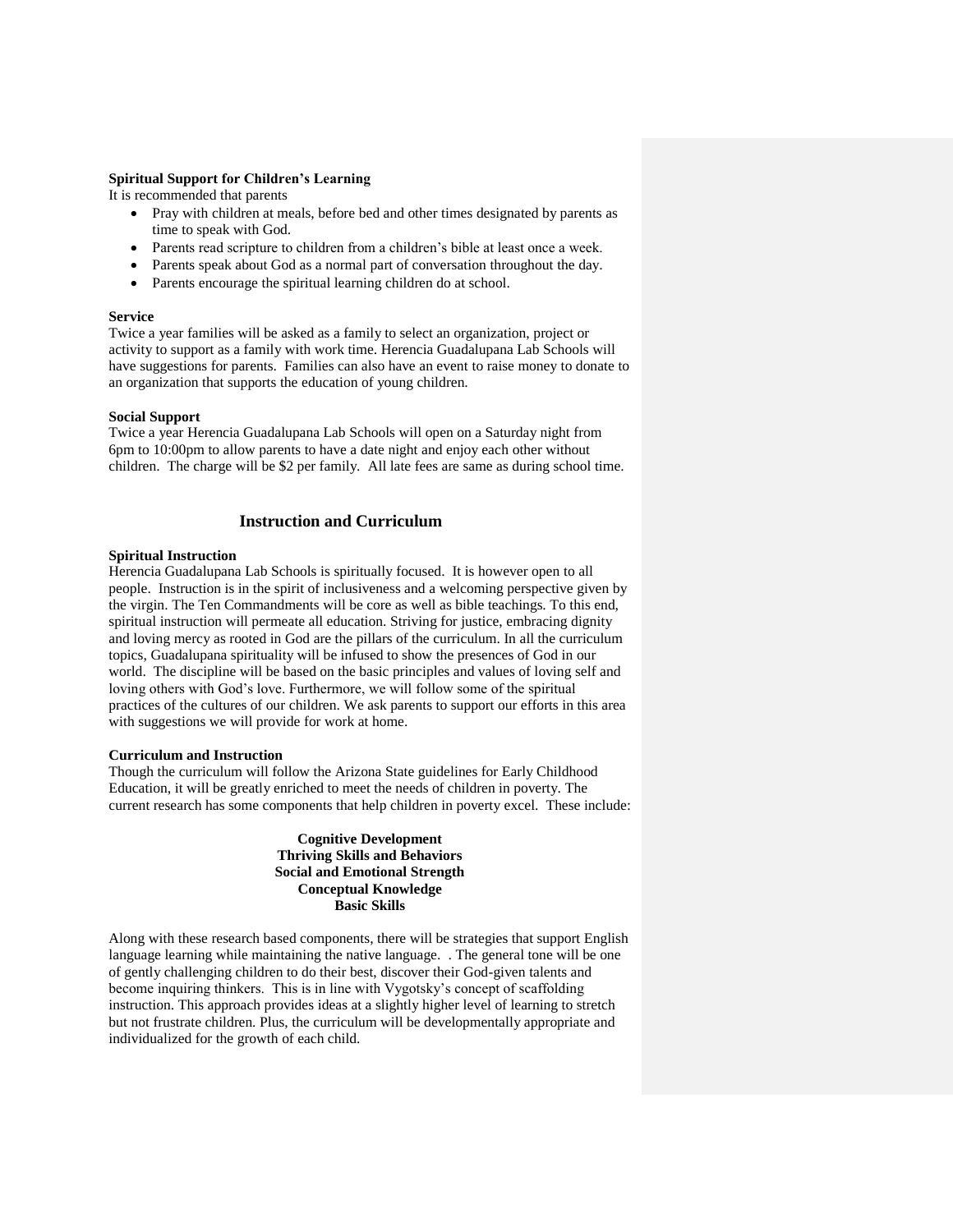**Spiritual Support for Children's Learning**

It is recommended that parents

- Pray with children at meals, before bed and other times designated by parents as time to speak with God.
- Parents read scripture to children from a children's bible at least once a week.
- Parents speak about God as a normal part of conversation throughout the day.
- Parents encourage the spiritual learning children do at school.

**Service**

Twice a year families will be asked as a family to select an organization, project or activity to support as a family with work time. Herencia Guadalupana Lab Schools will have suggestions for parents. Families can also have an event to raise money to donate to an organization that supports the education of young children.

**Social Support**

Twice a year Herencia Guadalupana Lab Schools will open on a Saturday night from 6pm to 10:00pm to allow parents to have a date night and enjoy each other without children. The charge will be $2 per family. All late fees are same as during school time.

## Instruction and Curriculum

**Spiritual Instruction**

Herencia Guadalupana Lab Schools is spiritually focused. It is however open to all people. Instruction is in the spirit of inclusiveness and a welcoming perspective given by the virgin. The Ten Commandments will be core as well as bible teachings. To this end, spiritual instruction will permeate all education. Striving for justice, embracing dignity and loving mercy as rooted in God are the pillars of the curriculum. In all the curriculum topics, Guadalupana spirituality will be infused to show the presences of God in our world. The discipline will be based on the basic principles and values of loving self and loving others with God's love. Furthermore, we will follow some of the spiritual practices of the cultures of our children. We ask parents to support our efforts in this area with suggestions we will provide for work at home.

**Curriculum and Instruction**

Though the curriculum will follow the Arizona State guidelines for Early Childhood Education, it will be greatly enriched to meet the needs of children in poverty. The current research has some components that help children in poverty excel. These include:

**Cognitive Development**
**Thriving Skills and Behaviors**
**Social and Emotional Strength**
**Conceptual Knowledge**
**Basic Skills**

Along with these research based components, there will be strategies that support English language learning while maintaining the native language. . The general tone will be one of gently challenging children to do their best, discover their God-given talents and become inquiring thinkers. This is in line with Vygotsky's concept of scaffolding instruction. This approach provides ideas at a slightly higher level of learning to stretch but not frustrate children. Plus, the curriculum will be developmentally appropriate and individualized for the growth of each child.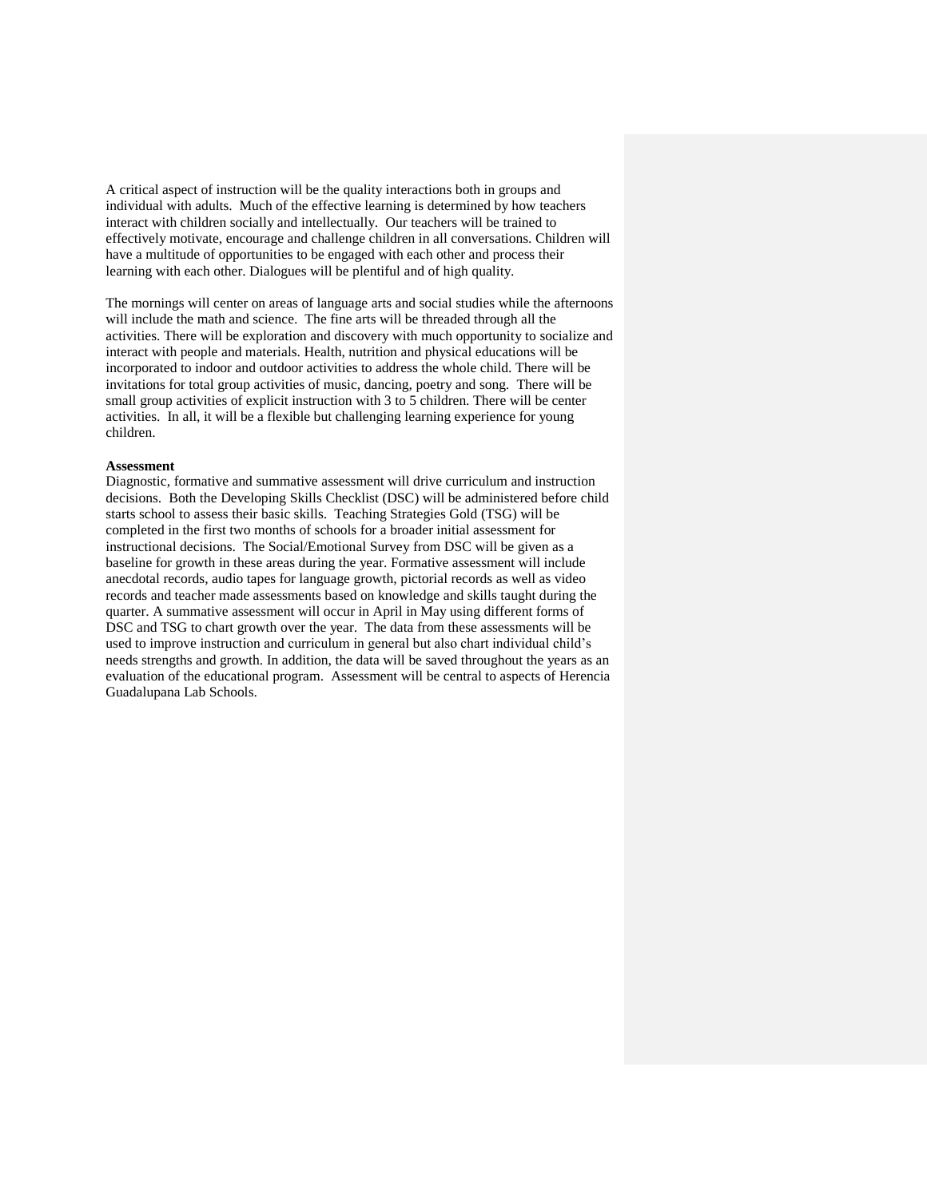A critical aspect of instruction will be the quality interactions both in groups and individual with adults. Much of the effective learning is determined by how teachers interact with children socially and intellectually. Our teachers will be trained to effectively motivate, encourage and challenge children in all conversations. Children will have a multitude of opportunities to be engaged with each other and process their learning with each other. Dialogues will be plentiful and of high quality.

The mornings will center on areas of language arts and social studies while the afternoons will include the math and science. The fine arts will be threaded through all the activities. There will be exploration and discovery with much opportunity to socialize and interact with people and materials. Health, nutrition and physical educations will be incorporated to indoor and outdoor activities to address the whole child. There will be invitations for total group activities of music, dancing, poetry and song. There will be small group activities of explicit instruction with 3 to 5 children. There will be center activities. In all, it will be a flexible but challenging learning experience for young children.

**Assessment**

Diagnostic, formative and summative assessment will drive curriculum and instruction decisions. Both the Developing Skills Checklist (DSC) will be administered before child starts school to assess their basic skills. Teaching Strategies Gold (TSG) will be completed in the first two months of schools for a broader initial assessment for instructional decisions. The Social/Emotional Survey from DSC will be given as a baseline for growth in these areas during the year. Formative assessment will include anecdotal records, audio tapes for language growth, pictorial records as well as video records and teacher made assessments based on knowledge and skills taught during the quarter. A summative assessment will occur in April in May using different forms of DSC and TSG to chart growth over the year. The data from these assessments will be used to improve instruction and curriculum in general but also chart individual child's needs strengths and growth. In addition, the data will be saved throughout the years as an evaluation of the educational program. Assessment will be central to aspects of Herencia Guadalupana Lab Schools.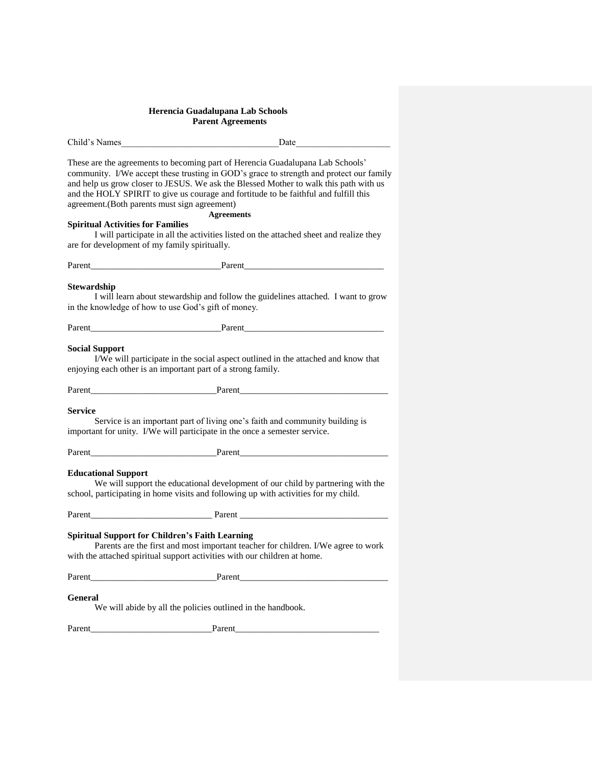**Herencia Guadalupana Lab Schools**
**Parent Agreements**

Child's Names___________________________________Date_____________________

These are the agreements to becoming part of Herencia Guadalupana Lab Schools' community. I/We accept these trusting in GOD's grace to strength and protect our family and help us grow closer to JESUS. We ask the Blessed Mother to walk this path with us and the HOLY SPIRIT to give us courage and fortitude to be faithful and fulfill this agreement.(Both parents must sign agreement)

**Agreements**

**Spiritual Activities for Families**

I will participate in all the activities listed on the attached sheet and realize they are for development of my family spiritually.

Parent_____________________________Parent_______________________________

**Stewardship**

I will learn about stewardship and follow the guidelines attached. I want to grow in the knowledge of how to use God's gift of money.

Parent_____________________________Parent_______________________________

**Social Support**

I/We will participate in the social aspect outlined in the attached and know that enjoying each other is an important part of a strong family.

Parent___________________________Parent_________________________________

**Service**

Service is an important part of living one's faith and community building is important for unity. I/We will participate in the once a semester service.

Parent___________________________Parent_________________________________

**Educational Support**

We will support the educational development of our child by partnering with the school, participating in home visits and following up with activities for my child.

Parent__________________________ Parent _________________________________

**Spiritual Support for Children's Faith Learning**

Parents are the first and most important teacher for children. I/We agree to work with the attached spiritual support activities with our children at home.

Parent___________________________Parent_________________________________

**General**

We will abide by all the policies outlined in the handbook.

Parent__________________________Parent________________________________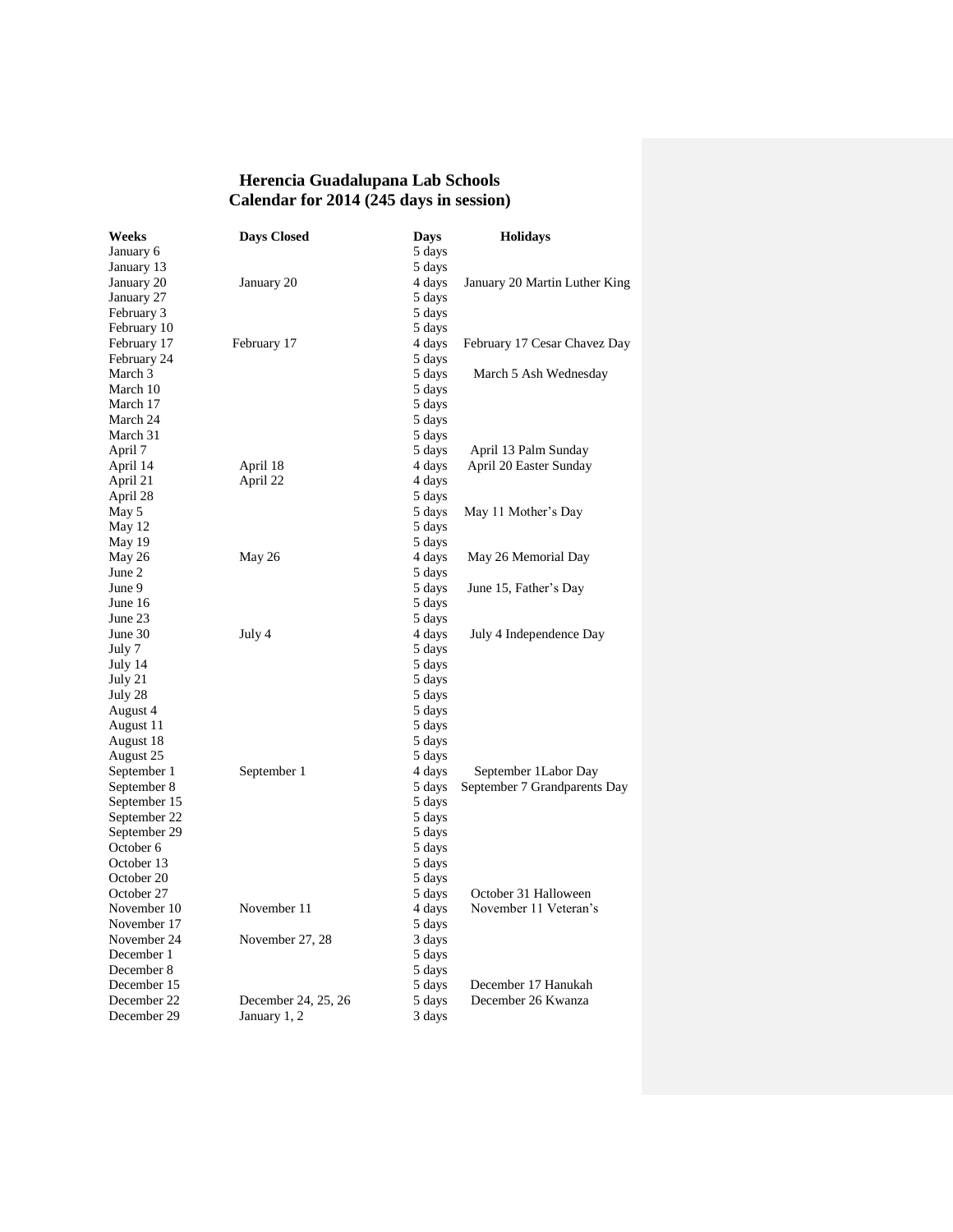# Herencia Guadalupana Lab Schools
## Calendar for 2014 (245 days in session)

| Weeks | Days Closed | Days | Holidays |
|---|---|---|---|
| January 6 | | 5 days | |
| January 13 | | 5 days | |
| January 20 | January 20 | 4 days | January 20 Martin Luther King |
| January 27 | | 5 days | |
| February 3 | | 5 days | |
| February 10 | | 5 days | |
| February 17 | February 17 | 4 days | February 17 Cesar Chavez Day |
| February 24 | | 5 days | |
| March 3 | | 5 days | March 5 Ash Wednesday |
| March 10 | | 5 days | |
| March 17 | | 5 days | |
| March 24 | | 5 days | |
| March 31 | | 5 days | |
| April 7 | | 5 days | April 13 Palm Sunday |
| April 14 | April 18 | 4 days | April 20 Easter Sunday |
| April 21 | April 22 | 4 days | |
| April 28 | | 5 days | |
| May 5 | | 5 days | May 11 Mother's Day |
| May 12 | | 5 days | |
| May 19 | | 5 days | |
| May 26 | May 26 | 4 days | May 26 Memorial Day |
| June 2 | | 5 days | |
| June 9 | | 5 days | June 15, Father's Day |
| June 16 | | 5 days | |
| June 23 | | 5 days | |
| June 30 | July 4 | 4 days | July 4 Independence Day |
| July 7 | | 5 days | |
| July 14 | | 5 days | |
| July 21 | | 5 days | |
| July 28 | | 5 days | |
| August 4 | | 5 days | |
| August 11 | | 5 days | |
| August 18 | | 5 days | |
| August 25 | | 5 days | |
| September 1 | September 1 | 4 days | September 1Labor Day |
| September 8 | | 5 days | September 7 Grandparents Day |
| September 15 | | 5 days | |
| September 22 | | 5 days | |
| September 29 | | 5 days | |
| October 6 | | 5 days | |
| October 13 | | 5 days | |
| October 20 | | 5 days | |
| October 27 | | 5 days | October 31 Halloween |
| November 10 | November 11 | 4 days | November 11 Veteran's |
| November 17 | | 5 days | |
| November 24 | November 27, 28 | 3 days | |
| December 1 | | 5 days | |
| December 8 | | 5 days | |
| December 15 | | 5 days | December 17 Hanukah |
| December 22 | December 24, 25, 26 | 5 days | December 26 Kwanza |
| December 29 | January 1, 2 | 3 days | |